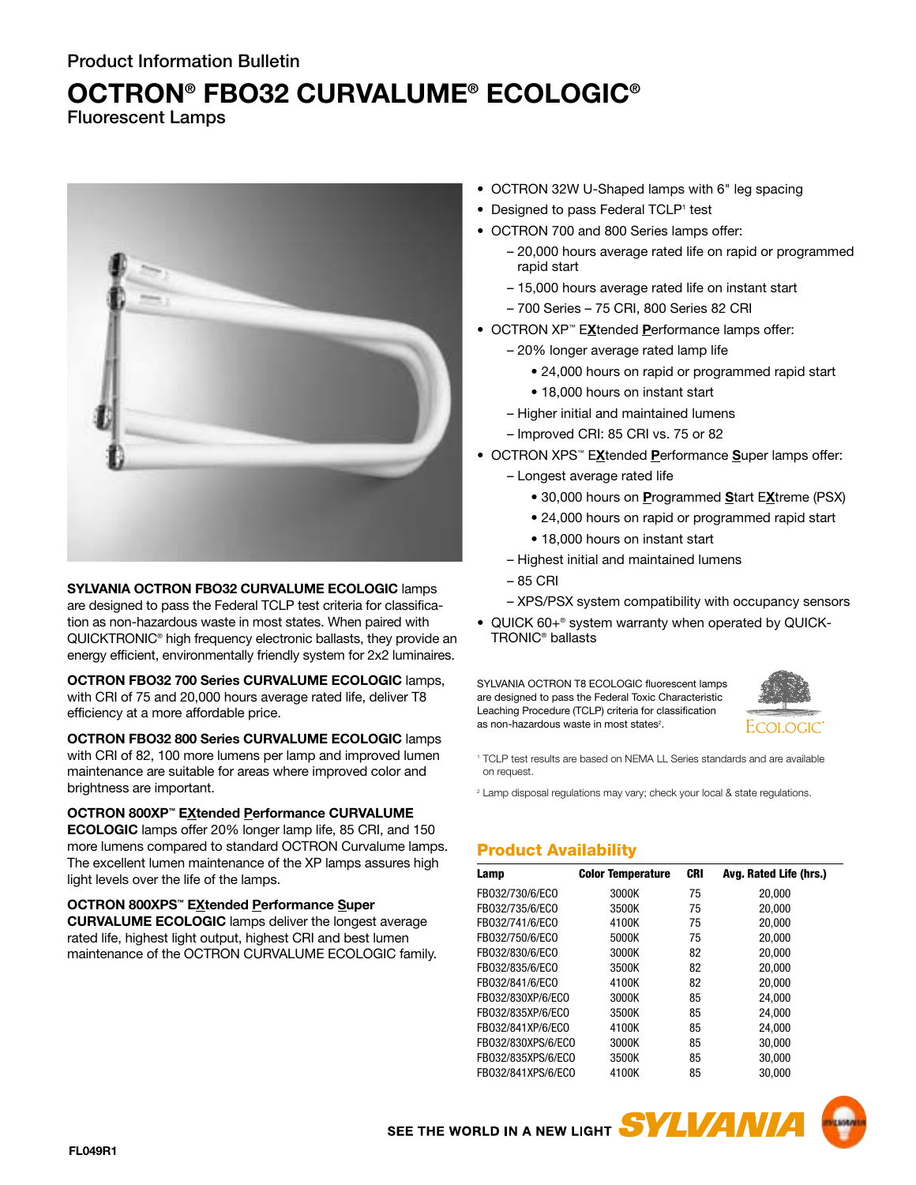Product Information Bulletin

# OCTRON® FBO32 CURVALUME® ECOLOGIC®

## Fluorescent Lamps

**SYLVANIA OCTRON FBO32 CURVALUME ECOLOGIC** lamps are designed to pass the Federal TCLP test criteria for classification as non-hazardous waste in most states. When paired with QUICKTRONIC® high frequency electronic ballasts, they provide an energy efficient, environmentally friendly system for 2x2 luminaires.

**OCTRON FBO32 700 Series CURVALUME ECOLOGIC** lamps, with CRI of 75 and 20,000 hours average rated life, deliver T8 efficiency at a more affordable price.

**OCTRON FBO32 800 Series CURVALUME ECOLOGIC** lamps with CRI of 82, 100 more lumens per lamp and improved lumen maintenance are suitable for areas where improved color and brightness are important.

**OCTRON 800XP™ EXtended Performance CURVALUME ECOLOGIC** lamps offer 20% longer lamp life, 85 CRI, and 150 more lumens compared to standard OCTRON Curvalume lamps. The excellent lumen maintenance of the XP lamps assures high light levels over the life of the lamps.

**OCTRON 800XPS™ EXtended Performance Super CURVALUME ECOLOGIC** lamps deliver the longest average rated life, highest light output, highest CRI and best lumen maintenance of the OCTRON CURVALUME ECOLOGIC family.

- OCTRON 32W U-Shaped lamps with 6" leg spacing
- Designed to pass Federal TCLP[1] test
- OCTRON 700 and 800 Series lamps offer:
  - 20,000 hours average rated life on rapid or programmed rapid start
  - 15,000 hours average rated life on instant start
  - 700 Series – 75 CRI, 800 Series 82 CRI
- OCTRON XP™ EXtended Performance lamps offer:
  - 20% longer average rated lamp life
    - 24,000 hours on rapid or programmed rapid start
    - 18,000 hours on instant start
  - Higher initial and maintained lumens
  - Improved CRI: 85 CRI vs. 75 or 82
- OCTRON XPS™ EXtended Performance Super lamps offer:
  - Longest average rated life
    - 30,000 hours on Programmed Start EXtreme (PSX)
    - 24,000 hours on rapid or programmed rapid start
    - 18,000 hours on instant start
  - Highest initial and maintained lumens
  - 85 CRI
  - XPS/PSX system compatibility with occupancy sensors
- QUICK 60+® system warranty when operated by QUICKTRONIC® ballasts

SYLVANIA OCTRON T8 ECOLOGIC fluorescent lamps are designed to pass the Federal Toxic Characteristic Leaching Procedure (TCLP) criteria for classification as non-hazardous waste in most states[2].

ECOLOGIC®

[1] TCLP test results are based on NEMA LL Series standards and are available on request.

[2] Lamp disposal regulations may vary; check your local & state regulations.

## Product Availability

| Lamp | Color Temperature | CRI | Avg. Rated Life (hrs.) |
|---|---|---|---|
| FB032/730/6/ECO | 3000K | 75 | 20,000 |
| FB032/735/6/ECO | 3500K | 75 | 20,000 |
| FB032/741/6/ECO | 4100K | 75 | 20,000 |
| FB032/750/6/ECO | 5000K | 75 | 20,000 |
| FB032/830/6/ECO | 3000K | 82 | 20,000 |
| FB032/835/6/ECO | 3500K | 82 | 20,000 |
| FB032/841/6/ECO | 4100K | 82 | 20,000 |
| FB032/830XP/6/ECO | 3000K | 85 | 24,000 |
| FB032/835XP/6/ECO | 3500K | 85 | 24,000 |
| FB032/841XP/6/ECO | 4100K | 85 | 24,000 |
| FB032/830XPS/6/ECO | 3000K | 85 | 30,000 |
| FB032/835XPS/6/ECO | 3500K | 85 | 30,000 |
| FB032/841XPS/6/ECO | 4100K | 85 | 30,000 |

SEE THE WORLD IN A NEW LIGHT SYLVANIA

FL049R1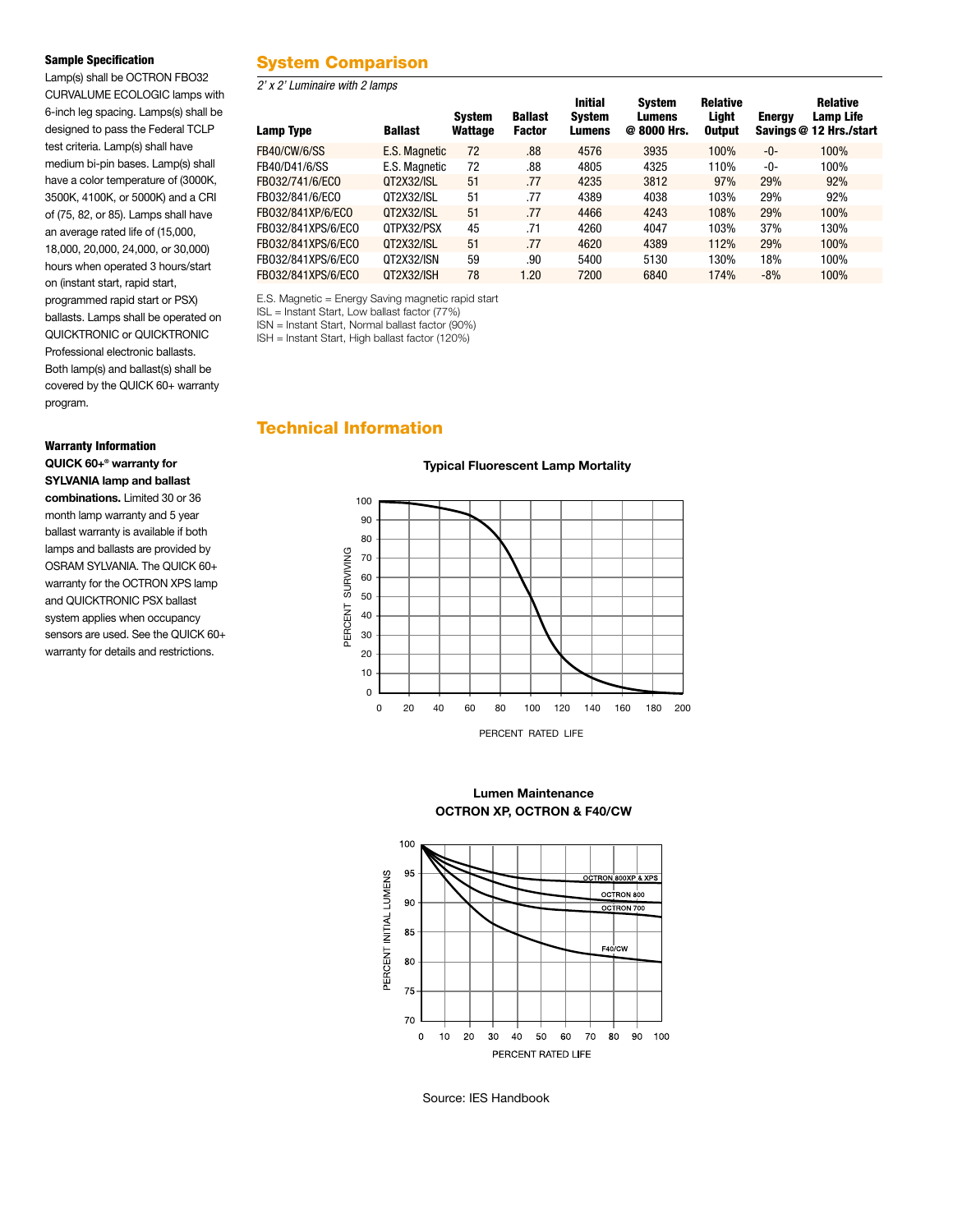### Sample Specification

Lamp(s) shall be OCTRON FBO32 CURVALUME ECOLOGIC lamps with 6-inch leg spacing. Lamps(s) shall be designed to pass the Federal TCLP test criteria. Lamp(s) shall have medium bi-pin bases. Lamps(s) shall have a color temperature of (3000K, 3500K, 4100K, or 5000K) and a CRI of (75, 82, or 85). Lamps shall have an average rated life of (15,000, 18,000, 20,000, 24,000, or 30,000) hours when operated 3 hours/start on (instant start, rapid start, programmed rapid start or PSX) ballasts. Lamps shall be operated on QUICKTRONIC or QUICKTRONIC Professional electronic ballasts. Both lamp(s) and ballast(s) shall be covered by the QUICK 60+ warranty program.

### Warranty Information

**QUICK 60+® warranty for SYLVANIA lamp and ballast combinations.** Limited 30 or 36 month lamp warranty and 5 year ballast warranty is available if both lamps and ballasts are provided by OSRAM SYLVANIA. The QUICK 60+ warranty for the OCTRON XPS lamp and QUICKTRONIC PSX ballast system applies when occupancy sensors are used. See the QUICK 60+ warranty for details and restrictions.

## System Comparison

*2' x 2' Luminaire with 2 lamps*

| Lamp Type | Ballast | System Wattage | Ballast Factor | Initial System Lumens | System Lumens @ 8000 Hrs. | Relative Light Output | Energy Savings | Relative Lamp Life @ 12 Hrs./start |
|---|---|---|---|---|---|---|---|---|
| FB40/CW/6/SS | E.S. Magnetic | 72 | .88 | 4576 | 3935 | 100% | -0- | 100% |
| FB40/D41/6/SS | E.S. Magnetic | 72 | .88 | 4805 | 4325 | 110% | -0- | 100% |
| FB032/741/6/ECO | QT2X32/ISL | 51 | .77 | 4235 | 3812 | 97% | 29% | 92% |
| FB032/841/6/ECO | QT2X32/ISL | 51 | .77 | 4389 | 4038 | 103% | 29% | 92% |
| FB032/841XP/6/ECO | QT2X32/ISL | 51 | .77 | 4466 | 4243 | 108% | 29% | 100% |
| FB032/841XPS/6/ECO | QTPX32/PSX | 45 | .71 | 4260 | 4047 | 103% | 37% | 130% |
| FB032/841XPS/6/ECO | QT2X32/ISL | 51 | .77 | 4620 | 4389 | 112% | 29% | 100% |
| FB032/841XPS/6/ECO | QT2X32/ISN | 59 | .90 | 5400 | 5130 | 130% | 18% | 100% |
| FB032/841XPS/6/ECO | QT2X32/ISH | 78 | 1.20 | 7200 | 6840 | 174% | -8% | 100% |

E.S. Magnetic = Energy Saving magnetic rapid start
ISL = Instant Start, Low ballast factor (77%)
ISN = Instant Start, Normal ballast factor (90%)
ISH = Instant Start, High ballast factor (120%)

## Technical Information

**Typical Fluorescent Lamp Mortality**

**Lumen Maintenance**
**OCTRON XP, OCTRON & F40/CW**

Source: IES Handbook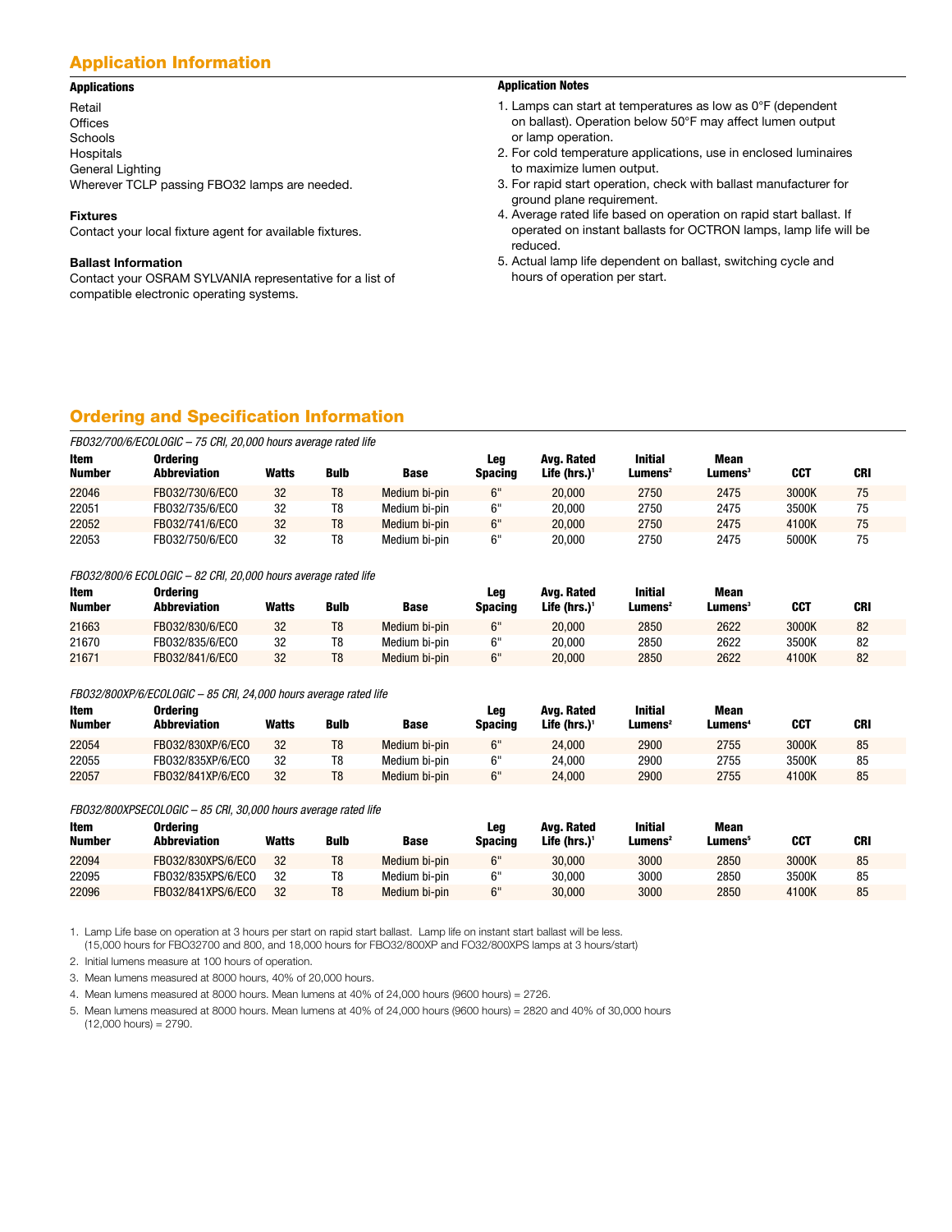## Application Information

### Applications

Retail
Offices
Schools
Hospitals
General Lighting
Wherever TCLP passing FBO32 lamps are needed.

**Fixtures**
Contact your local fixture agent for available fixtures.

**Ballast Information**
Contact your OSRAM SYLVANIA representative for a list of compatible electronic operating systems.

### Application Notes

1. Lamps can start at temperatures as low as 0°F (dependent on ballast). Operation below 50°F may affect lumen output or lamp operation.
2. For cold temperature applications, use in enclosed luminaires to maximize lumen output.
3. For rapid start operation, check with ballast manufacturer for ground plane requirement.
4. Average rated life based on operation on rapid start ballast. If operated on instant ballasts for OCTRON lamps, lamp life will be reduced.
5. Actual lamp life dependent on ballast, switching cycle and hours of operation per start.

## Ordering and Specification Information

*FBO32/700/6/ECOLOGIC – 75 CRI, 20,000 hours average rated life*

| Item Number | Ordering Abbreviation | Watts | Bulb | Base | Leg Spacing | Avg. Rated Life (hrs.)[1] | Initial Lumens[2] | Mean Lumens[3] | CCT | CRI |
|---|---|---|---|---|---|---|---|---|---|---|
| 22046 | FBO32/730/6/ECO | 32 | T8 | Medium bi-pin | 6" | 20,000 | 2750 | 2475 | 3000K | 75 |
| 22051 | FBO32/735/6/ECO | 32 | T8 | Medium bi-pin | 6" | 20,000 | 2750 | 2475 | 3500K | 75 |
| 22052 | FBO32/741/6/ECO | 32 | T8 | Medium bi-pin | 6" | 20,000 | 2750 | 2475 | 4100K | 75 |
| 22053 | FBO32/750/6/ECO | 32 | T8 | Medium bi-pin | 6" | 20,000 | 2750 | 2475 | 5000K | 75 |

*FBO32/800/6 ECOLOGIC – 82 CRI, 20,000 hours average rated life*

| Item Number | Ordering Abbreviation | Watts | Bulb | Base | Leg Spacing | Avg. Rated Life (hrs.)[1] | Initial Lumens[2] | Mean Lumens[3] | CCT | CRI |
|---|---|---|---|---|---|---|---|---|---|---|
| 21663 | FBO32/830/6/ECO | 32 | T8 | Medium bi-pin | 6" | 20,000 | 2850 | 2622 | 3000K | 82 |
| 21670 | FBO32/835/6/ECO | 32 | T8 | Medium bi-pin | 6" | 20,000 | 2850 | 2622 | 3500K | 82 |
| 21671 | FBO32/841/6/ECO | 32 | T8 | Medium bi-pin | 6" | 20,000 | 2850 | 2622 | 4100K | 82 |

*FBO32/800XP/6/ECOLOGIC – 85 CRI, 24,000 hours average rated life*

| Item Number | Ordering Abbreviation | Watts | Bulb | Base | Leg Spacing | Avg. Rated Life (hrs.)[1] | Initial Lumens[2] | Mean Lumens[4] | CCT | CRI |
|---|---|---|---|---|---|---|---|---|---|---|
| 22054 | FBO32/830XP/6/ECO | 32 | T8 | Medium bi-pin | 6" | 24,000 | 2900 | 2755 | 3000K | 85 |
| 22055 | FBO32/835XP/6/ECO | 32 | T8 | Medium bi-pin | 6" | 24,000 | 2900 | 2755 | 3500K | 85 |
| 22057 | FBO32/841XP/6/ECO | 32 | T8 | Medium bi-pin | 6" | 24,000 | 2900 | 2755 | 4100K | 85 |

*FBO32/800XPSECOLOGIC – 85 CRI, 30,000 hours average rated life*

| Item Number | Ordering Abbreviation | Watts | Bulb | Base | Leg Spacing | Avg. Rated Life (hrs.)[1] | Initial Lumens[2] | Mean Lumens[5] | CCT | CRI |
|---|---|---|---|---|---|---|---|---|---|---|
| 22094 | FBO32/830XPS/6/ECO | 32 | T8 | Medium bi-pin | 6" | 30,000 | 3000 | 2850 | 3000K | 85 |
| 22095 | FBO32/835XPS/6/ECO | 32 | T8 | Medium bi-pin | 6" | 30,000 | 3000 | 2850 | 3500K | 85 |
| 22096 | FBO32/841XPS/6/ECO | 32 | T8 | Medium bi-pin | 6" | 30,000 | 3000 | 2850 | 4100K | 85 |

1. Lamp Life base on operation at 3 hours per start on rapid start ballast. Lamp life on instant start ballast will be less. (15,000 hours for FBO32700 and 800, and 18,000 hours for FBO32/800XP and FO32/800XPS lamps at 3 hours/start)
2. Initial lumens measure at 100 hours of operation.
3. Mean lumens measured at 8000 hours, 40% of 20,000 hours.
4. Mean lumens measured at 8000 hours. Mean lumens at 40% of 24,000 hours (9600 hours) = 2726.
5. Mean lumens measured at 8000 hours. Mean lumens at 40% of 24,000 hours (9600 hours) = 2820 and 40% of 30,000 hours (12,000 hours) = 2790.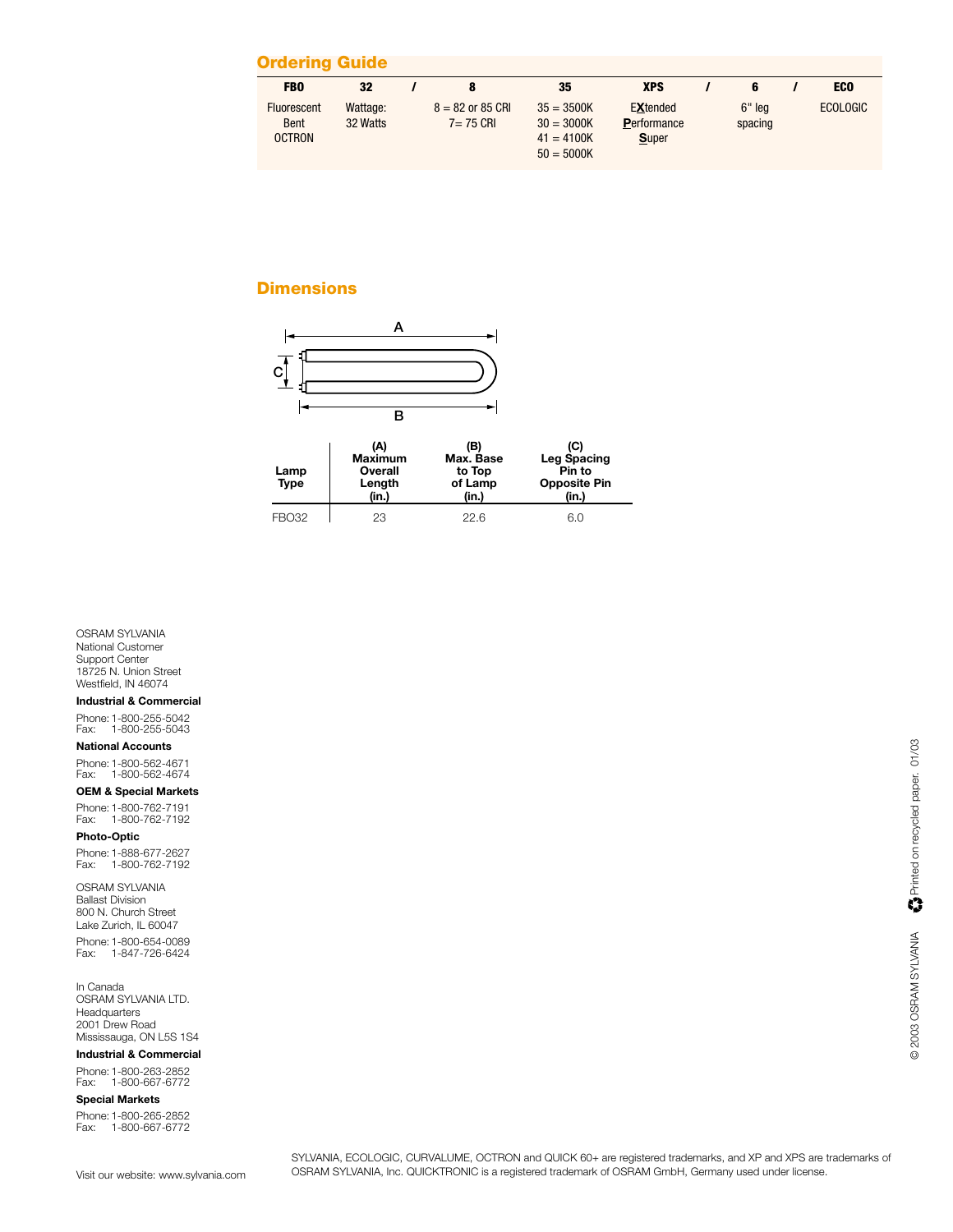## Ordering Guide

| FBO | 32 | / | 8 | 35 | XPS | / | 6 | / | ECO |
|---|---|---|---|---|---|---|---|---|---|
| Fluorescent Bent OCTRON | Wattage: 32 Watts | | 8 = 82 or 85 CRI 7= 75 CRI | 35 = 3500K 30 = 3000K 41 = 4100K 50 = 5000K | EXtended Performance Super | | 6" leg spacing | | ECOLOGIC |

## Dimensions

A

C

B

| Lamp Type | (A) Maximum Overall Length (in.) | (B) Max. Base to Top of Lamp (in.) | (C) Leg Spacing Pin to Opposite Pin (in.) |
|---|---|---|---|
| FBO32 | 23 | 22.6 | 6.0 |

OSRAM SYLVANIA
National Customer
Support Center
18725 N. Union Street
Westfield, IN 46074

**Industrial & Commercial**

Phone: 1-800-255-5042
Fax: 1-800-255-5043

**National Accounts**

Phone: 1-800-562-4671
Fax: 1-800-562-4674

**OEM & Special Markets**

Phone: 1-800-762-7191
Fax: 1-800-762-7192

**Photo-Optic**

Phone: 1-888-677-2627
Fax: 1-800-762-7192

OSRAM SYLVANIA
Ballast Division
800 N. Church Street
Lake Zurich, IL 60047

Phone: 1-800-654-0089
Fax: 1-847-726-6424

In Canada
OSRAM SYLVANIA LTD.
Headquarters
2001 Drew Road
Mississauga, ON L5S 1S4

**Industrial & Commercial**

Phone: 1-800-263-2852
Fax: 1-800-667-6772

**Special Markets**

Phone: 1-800-265-2852
Fax: 1-800-667-6772

Visit our website: www.sylvania.com

SYLVANIA, ECOLOGIC, CURVALUME, OCTRON and QUICK 60+ are registered trademarks, and XP and XPS are trademarks of OSRAM SYLVANIA, Inc. QUICKTRONIC is a registered trademark of OSRAM GmbH, Germany used under license.

© 2003 OSRAM SYLVANIA Printed on recycled paper. 01/03